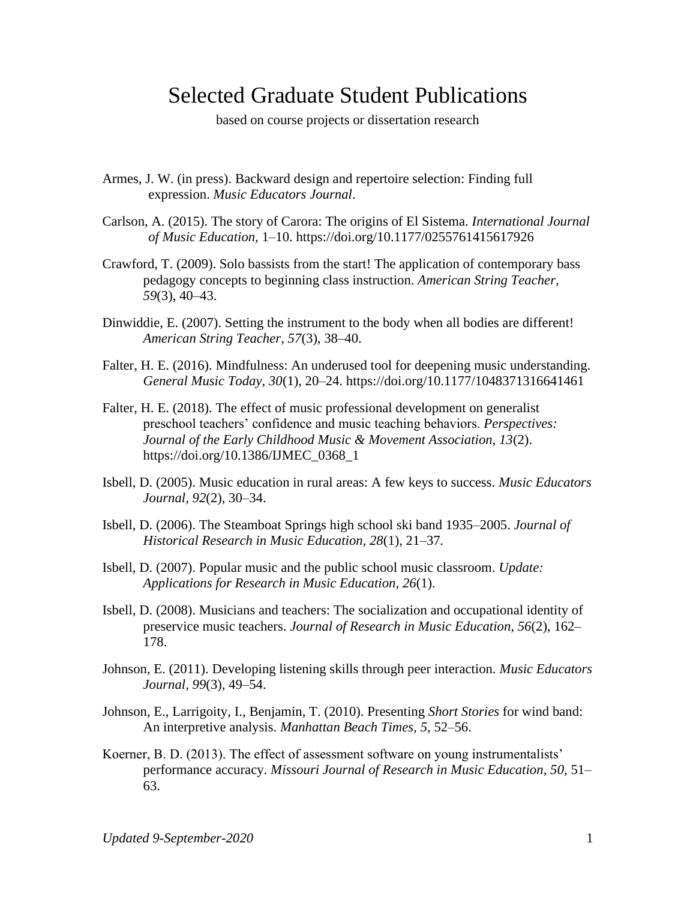# Selected Graduate Student Publications

based on course projects or dissertation research

Armes, J. W. (in press). Backward design and repertoire selection: Finding full expression. *Music Educators Journal*.

Carlson, A. (2015). The story of Carora: The origins of El Sistema. *International Journal of Music Education,* 1–10. https://doi.org/10.1177/0255761415617926

Crawford, T. (2009). Solo bassists from the start! The application of contemporary bass pedagogy concepts to beginning class instruction. *American String Teacher, 59*(3), 40–43.

Dinwiddie, E. (2007). Setting the instrument to the body when all bodies are different! *American String Teacher, 57*(3), 38–40.

Falter, H. E. (2016). Mindfulness: An underused tool for deepening music understanding. *General Music Today, 30*(1), 20–24. https://doi.org/10.1177/1048371316641461

Falter, H. E. (2018). The effect of music professional development on generalist preschool teachers' confidence and music teaching behaviors. *Perspectives: Journal of the Early Childhood Music & Movement Association, 13*(2). https://doi.org/10.1386/IJMEC_0368_1

Isbell, D. (2005). Music education in rural areas: A few keys to success. *Music Educators Journal*, *92*(2), 30–34.

Isbell, D. (2006). The Steamboat Springs high school ski band 1935–2005. *Journal of Historical Research in Music Education*, *28*(1), 21–37.

Isbell, D. (2007). Popular music and the public school music classroom. *Update: Applications for Research in Music Education*, *26*(1).

Isbell, D. (2008). Musicians and teachers: The socialization and occupational identity of preservice music teachers. *Journal of Research in Music Education, 56*(2), 162–178.

Johnson, E. (2011). Developing listening skills through peer interaction. *Music Educators Journal, 99*(3), 49–54.

Johnson, E., Larrigoity, I., Benjamin, T. (2010). Presenting *Short Stories* for wind band: An interpretive analysis. *Manhattan Beach Times, 5*, 52–56.

Koerner, B. D. (2013). The effect of assessment software on young instrumentalists' performance accuracy. *Missouri Journal of Research in Music Education*, *50*, 51–63.

*Updated 9-September-2020*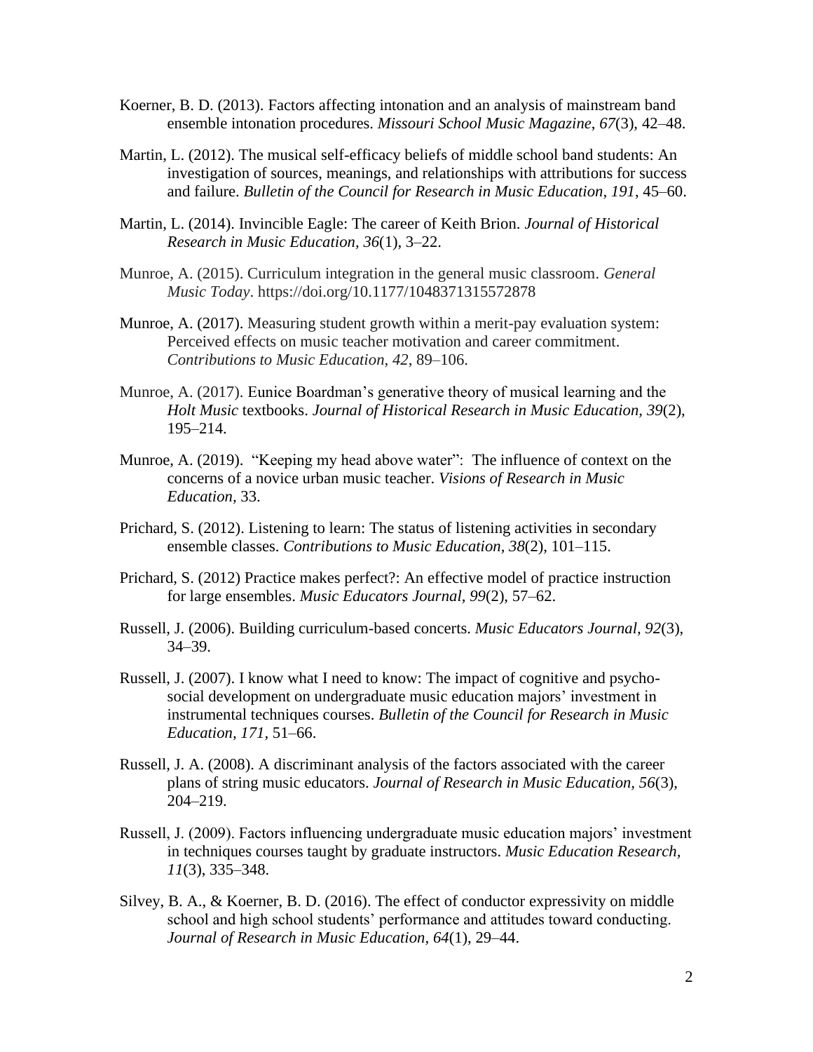Koerner, B. D. (2013). Factors affecting intonation and an analysis of mainstream band ensemble intonation procedures. *Missouri School Music Magazine*, *67*(3), 42–48.

Martin, L. (2012). The musical self-efficacy beliefs of middle school band students: An investigation of sources, meanings, and relationships with attributions for success and failure. *Bulletin of the Council for Research in Music Education, 191*, 45–60.

Martin, L. (2014). Invincible Eagle: The career of Keith Brion. *Journal of Historical Research in Music Education, 36*(1), 3–22.

Munroe, A. (2015). Curriculum integration in the general music classroom. *General Music Today*. https://doi.org/10.1177/1048371315572878

Munroe, A. (2017). Measuring student growth within a merit-pay evaluation system: Perceived effects on music teacher motivation and career commitment. *Contributions to Music Education, 42*, 89–106.

Munroe, A. (2017). Eunice Boardman's generative theory of musical learning and the *Holt Music* textbooks. *Journal of Historical Research in Music Education, 39*(2), 195–214.

Munroe, A. (2019). "Keeping my head above water": The influence of context on the concerns of a novice urban music teacher. *Visions of Research in Music Education,* 33.

Prichard, S. (2012). Listening to learn: The status of listening activities in secondary ensemble classes. *Contributions to Music Education, 38*(2), 101–115.

Prichard, S. (2012) Practice makes perfect?: An effective model of practice instruction for large ensembles. *Music Educators Journal, 99*(2), 57–62.

Russell, J. (2006). Building curriculum-based concerts. *Music Educators Journal, 92*(3), 34–39.

Russell, J. (2007). I know what I need to know: The impact of cognitive and psycho-social development on undergraduate music education majors' investment in instrumental techniques courses. *Bulletin of the Council for Research in Music Education, 171,* 51–66.

Russell, J. A. (2008). A discriminant analysis of the factors associated with the career plans of string music educators. *Journal of Research in Music Education, 56*(3), 204–219.

Russell, J. (2009). Factors influencing undergraduate music education majors' investment in techniques courses taught by graduate instructors. *Music Education Research, 11*(3), 335–348.

Silvey, B. A., & Koerner, B. D. (2016). The effect of conductor expressivity on middle school and high school students' performance and attitudes toward conducting. *Journal of Research in Music Education, 64*(1), 29–44.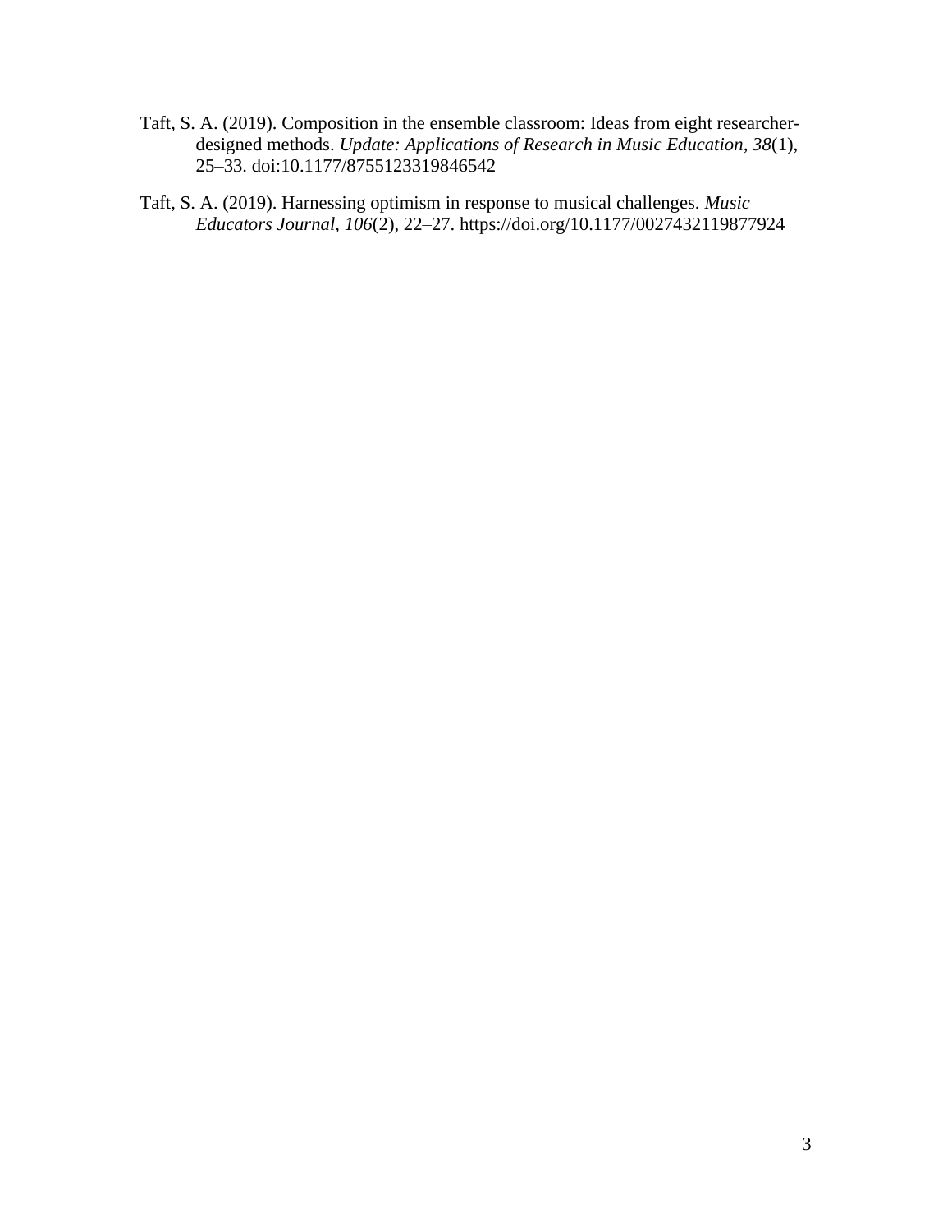Taft, S. A. (2019). Composition in the ensemble classroom: Ideas from eight researcher-designed methods. *Update: Applications of Research in Music Education*, *38*(1), 25–33. doi:10.1177/8755123319846542

Taft, S. A. (2019). Harnessing optimism in response to musical challenges. *Music Educators Journal*, *106*(2), 22–27. https://doi.org/10.1177/0027432119877924